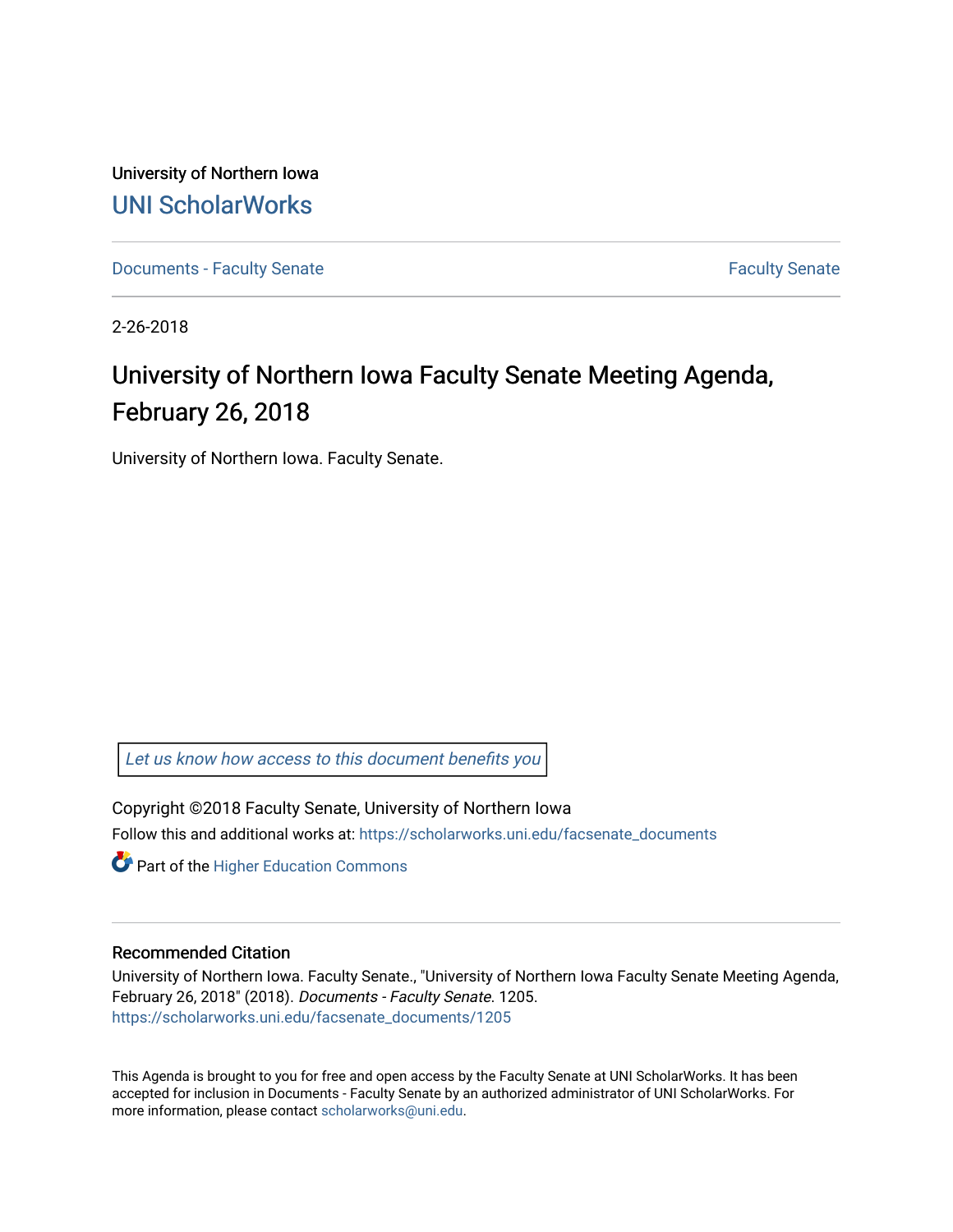University of Northern Iowa

# UNI ScholarWorks

Documents - Faculty Senate

Faculty Senate

2-26-2018

# University of Northern Iowa Faculty Senate Meeting Agenda, February 26, 2018

University of Northern Iowa. Faculty Senate.

Let us know how access to this document benefits you

Copyright ©2018 Faculty Senate, University of Northern Iowa

Follow this and additional works at: https://scholarworks.uni.edu/facsenate_documents

Part of the Higher Education Commons

## Recommended Citation

University of Northern Iowa. Faculty Senate., "University of Northern Iowa Faculty Senate Meeting Agenda, February 26, 2018" (2018). *Documents - Faculty Senate*. 1205.
https://scholarworks.uni.edu/facsenate_documents/1205

This Agenda is brought to you for free and open access by the Faculty Senate at UNI ScholarWorks. It has been accepted for inclusion in Documents - Faculty Senate by an authorized administrator of UNI ScholarWorks. For more information, please contact scholarworks@uni.edu.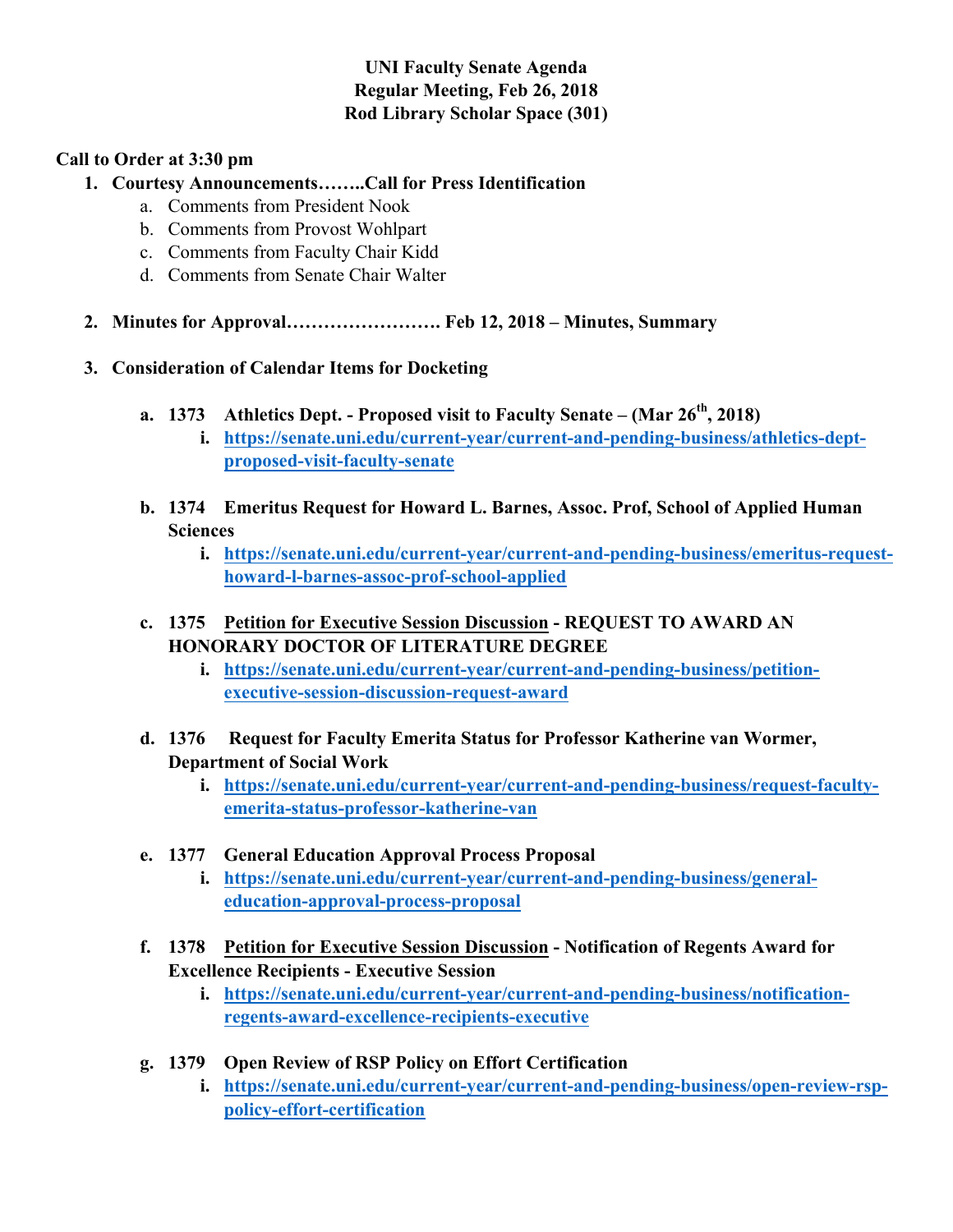**UNI Faculty Senate Agenda**
**Regular Meeting, Feb 26, 2018**
**Rod Library Scholar Space (301)**

**Call to Order at 3:30 pm**

1. **Courtesy Announcements……..Call for Press Identification**
   a. Comments from President Nook
   b. Comments from Provost Wohlpart
   c. Comments from Faculty Chair Kidd
   d. Comments from Senate Chair Walter

2. **Minutes for Approval……………………. Feb 12, 2018 – Minutes, Summary**

3. **Consideration of Calendar Items for Docketing**

   a. **1373 Athletics Dept. - Proposed visit to Faculty Senate – (Mar 26th, 2018)**
      i. **https://senate.uni.edu/current-year/current-and-pending-business/athletics-dept-proposed-visit-faculty-senate**

   b. **1374 Emeritus Request for Howard L. Barnes, Assoc. Prof, School of Applied Human Sciences**
      i. **https://senate.uni.edu/current-year/current-and-pending-business/emeritus-request-howard-l-barnes-assoc-prof-school-applied**

   c. **1375 Petition for Executive Session Discussion - REQUEST TO AWARD AN HONORARY DOCTOR OF LITERATURE DEGREE**
      i. **https://senate.uni.edu/current-year/current-and-pending-business/petition-executive-session-discussion-request-award**

   d. **1376 Request for Faculty Emerita Status for Professor Katherine van Wormer, Department of Social Work**
      i. **https://senate.uni.edu/current-year/current-and-pending-business/request-faculty-emerita-status-professor-katherine-van**

   e. **1377 General Education Approval Process Proposal**
      i. **https://senate.uni.edu/current-year/current-and-pending-business/general-education-approval-process-proposal**

   f. **1378 Petition for Executive Session Discussion - Notification of Regents Award for Excellence Recipients - Executive Session**
      i. **https://senate.uni.edu/current-year/current-and-pending-business/notification-regents-award-excellence-recipients-executive**

   g. **1379 Open Review of RSP Policy on Effort Certification**
      i. **https://senate.uni.edu/current-year/current-and-pending-business/open-review-rsp-policy-effort-certification**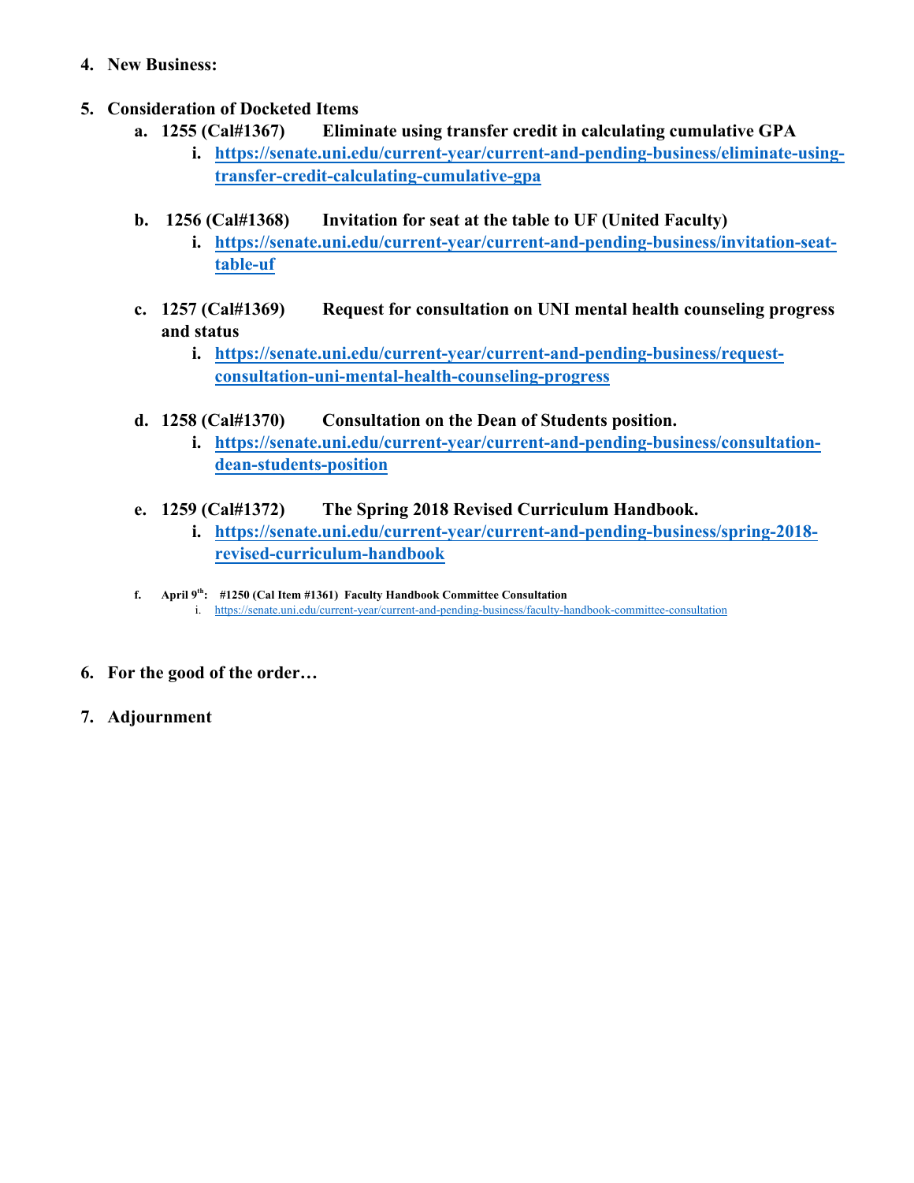4. **New Business:**

5. **Consideration of Docketed Items**
   a. **1255 (Cal#1367) Eliminate using transfer credit in calculating cumulative GPA**
      i. **https://senate.uni.edu/current-year/current-and-pending-business/eliminate-using-transfer-credit-calculating-cumulative-gpa**

   b. **1256 (Cal#1368) Invitation for seat at the table to UF (United Faculty)**
      i. **https://senate.uni.edu/current-year/current-and-pending-business/invitation-seat-table-uf**

   c. **1257 (Cal#1369) Request for consultation on UNI mental health counseling progress and status**
      i. **https://senate.uni.edu/current-year/current-and-pending-business/request-consultation-uni-mental-health-counseling-progress**

   d. **1258 (Cal#1370) Consultation on the Dean of Students position.**
      i. **https://senate.uni.edu/current-year/current-and-pending-business/consultation-dean-students-position**

   e. **1259 (Cal#1372) The Spring 2018 Revised Curriculum Handbook.**
      i. **https://senate.uni.edu/current-year/current-and-pending-business/spring-2018-revised-curriculum-handbook**

   f. **April 9th: #1250 (Cal Item #1361) Faculty Handbook Committee Consultation**
      i. https://senate.uni.edu/current-year/current-and-pending-business/faculty-handbook-committee-consultation

6. **For the good of the order…**

7. **Adjournment**